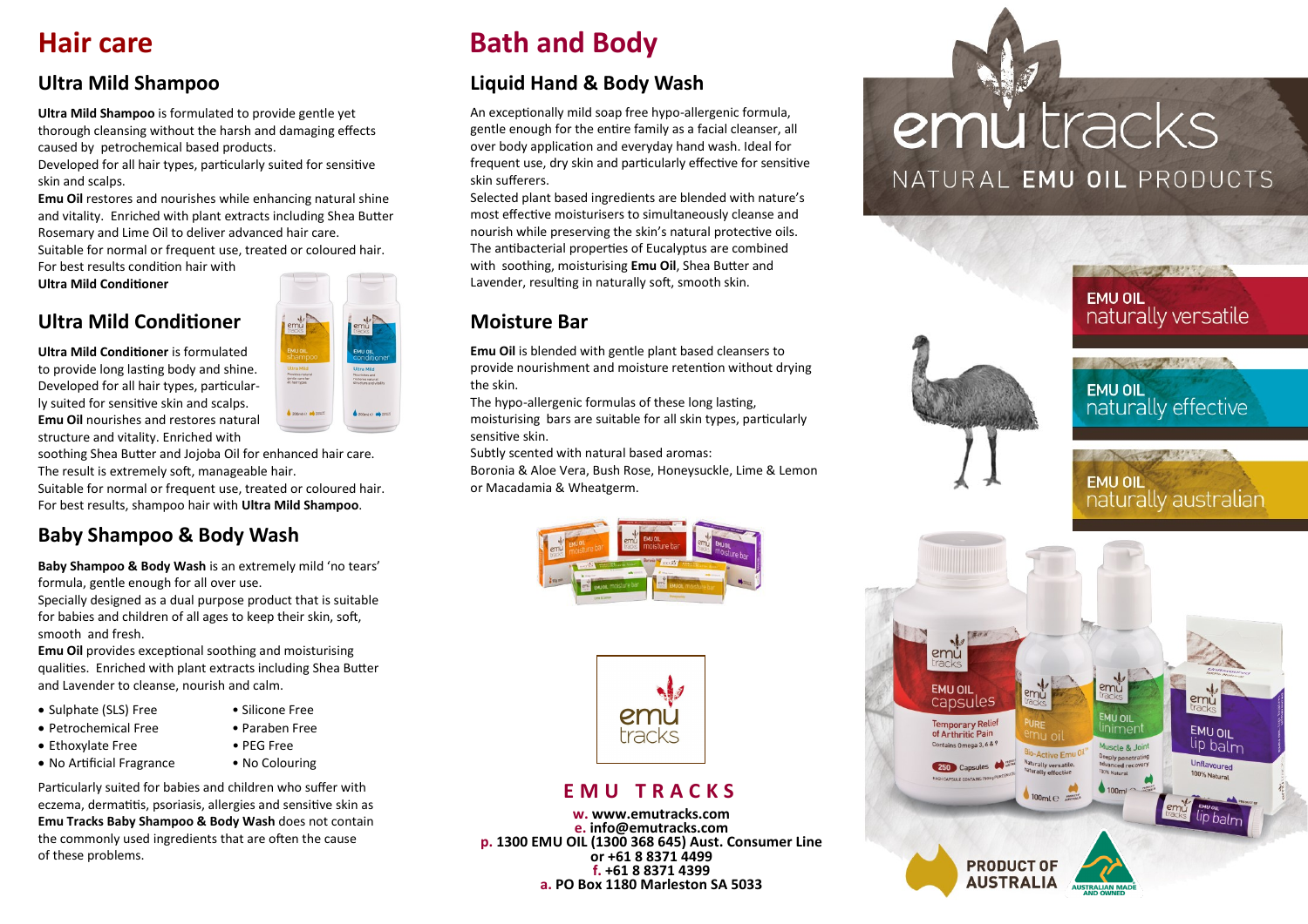# Hair care

## Ultra Mild Shampoo

**Ultra Mild Shampoo** is formulated to provide gentle yet thorough cleansing without the harsh and damaging effects caused by petrochemical based products.

Developed for all hair types, particularly suited for sensitive skin and scalps.

**Emu Oil** restores and nourishes while enhancing natural shine and vitality. Enriched with plant extracts including Shea Butter Rosemary and Lime Oil to deliver advanced hair care.

Suitable for normal or frequent use, treated or coloured hair.

For best results condition hair with **Ultra Mild Conditioner**

## Ultra Mild Conditioner

**Ultra Mild Conditioner** is formulated to provide long lasting body and shine. Developed for all hair types, particularly suited for sensitive skin and scalps.

**Emu Oil** nourishes and restores natural structure and vitality. Enriched with soothing Shea Butter and Jojoba Oil for enhanced hair care. The result is extremely soft, manageable hair.

Suitable for normal or frequent use, treated or coloured hair.

For best results, shampoo hair with **Ultra Mild Shampoo**.

## Baby Shampoo & Body Wash

**Baby Shampoo & Body Wash** is an extremely mild 'no tears' formula, gentle enough for all over use.

Specially designed as a dual purpose product that is suitable for babies and children of all ages to keep their skin, soft, smooth and fresh.

**Emu Oil** provides exceptional soothing and moisturising qualities. Enriched with plant extracts including Shea Butter and Lavender to cleanse, nourish and calm.

- Sulphate (SLS) Free
- Petrochemical Free
- Ethoxylate Free
- No Artificial Fragrance
- Silicone Free
- Paraben Free
- PEG Free
- No Colouring

Particularly suited for babies and children who suffer with eczema, dermatitis, psoriasis, allergies and sensitive skin as **Emu Tracks Baby Shampoo & Body Wash** does not contain the commonly used ingredients that are often the cause of these problems.

# Bath and Body

## Liquid Hand & Body Wash

An exceptionally mild soap free hypo-allergenic formula, gentle enough for the entire family as a facial cleanser, all over body application and everyday hand wash. Ideal for frequent use, dry skin and particularly effective for sensitive skin sufferers.

Selected plant based ingredients are blended with nature's most effective moisturisers to simultaneously cleanse and nourish while preserving the skin's natural protective oils. The antibacterial properties of Eucalyptus are combined with soothing, moisturising **Emu Oil**, Shea Butter and Lavender, resulting in naturally soft, smooth skin.

## Moisture Bar

**Emu Oil** is blended with gentle plant based cleansers to provide nourishment and moisture retention without drying the skin.

The hypo-allergenic formulas of these long lasting, moisturising bars are suitable for all skin types, particularly sensitive skin.

Subtly scented with natural based aromas:

Boronia & Aloe Vera, Bush Rose, Honeysuckle, Lime & Lemon or Macadamia & Wheatgerm.

## EMU TRACKS

**w. www.emutracks.com**
**e. info@emutracks.com**
**p. 1300 EMU OIL (1300 368 645) Aust. Consumer Line or +61 8 8371 4499**
**f. +61 8 8371 4399**
**a. PO Box 1180 Marleston SA 5033**

# emu tracks

NATURAL **EMU OIL** PRODUCTS

**EMU OIL** naturally versatile

**EMU OIL** naturally effective

**EMU OIL** naturally australian

PRODUCT OF AUSTRALIA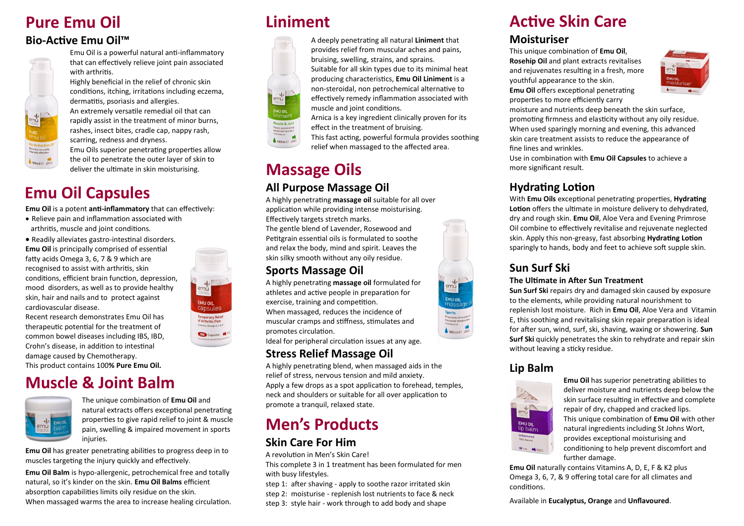# Pure Emu Oil

## Bio-Active Emu Oil™

Emu Oil is a powerful natural anti-inflammatory that can effectively relieve joint pain associated with arthritis.

Highly beneficial in the relief of chronic skin conditions, itching, irritations including eczema, dermatitis, psoriasis and allergies.

An extremely versatile remedial oil that can rapidly assist in the treatment of minor burns, rashes, insect bites, cradle cap, nappy rash, scarring, redness and dryness.

Emu Oils superior penetrating properties allow the oil to penetrate the outer layer of skin to deliver the ultimate in skin moisturising.

# Emu Oil Capsules

**Emu Oil** is a potent **anti-inflammatory** that can effectively:

- Relieve pain and inflammation associated with arthritis, muscle and joint conditions.
- Readily alleviates gastro-intestinal disorders.

**Emu Oil** is principally comprised of essential fatty acids Omega 3, 6, 7 & 9 which are recognised to assist with arthritis, skin conditions, efficient brain function, depression, mood disorders, as well as to provide healthy skin, hair and nails and to protect against cardiovascular disease.

Recent research demonstrates Emu Oil has therapeutic potential for the treatment of common bowel diseases including IBS, IBD, Crohn's disease, in addition to intestinal damage caused by Chemotherapy.

This product contains 100**% Pure Emu Oil.**

# Muscle & Joint Balm

The unique combination of **Emu Oil** and natural extracts offers exceptional penetrating properties to give rapid relief to joint & muscle pain, swelling & impaired movement in sports injuries.

**Emu Oil** has greater penetrating abilities to progress deep in to muscles targeting the injury quickly and effectively.

**Emu Oil Balm** is hypo-allergenic, petrochemical free and totally natural, so it's kinder on the skin. **Emu Oil Balms** efficient absorption capabilities limits oily residue on the skin.

When massaged warms the area to increase healing circulation.

# Liniment

A deeply penetrating all natural **Liniment** that provides relief from muscular aches and pains, bruising, swelling, strains, and sprains.

Suitable for all skin types due to its minimal heat producing characteristics, **Emu Oil Liniment** is a non-steroidal, non petrochemical alternative to effectively remedy inflammation associated with muscle and joint conditions.

Arnica is a key ingredient clinically proven for its effect in the treatment of bruising.

This fast acting, powerful formula provides soothing relief when massaged to the affected area.

# Massage Oils

## All Purpose Massage Oil

A highly penetrating **massage oil** suitable for all over application while providing intense moisturising. Effectively targets stretch marks.

The gentle blend of Lavender, Rosewood and Petitgrain essential oils is formulated to soothe and relax the body, mind and spirit. Leaves the skin silky smooth without any oily residue.

## Sports Massage Oil

A highly penetrating **massage oil** formulated for athletes and active people in preparation for exercise, training and competition.

When massaged, reduces the incidence of muscular cramps and stiffness, stimulates and promotes circulation.

Ideal for peripheral circulation issues at any age.

## Stress Relief Massage Oil

A highly penetrating blend, when massaged aids in the relief of stress, nervous tension and mild anxiety.

Apply a few drops as a spot application to forehead, temples, neck and shoulders or suitable for all over application to promote a tranquil, relaxed state.

# Men's Products

## Skin Care For Him

A revolution in Men's Skin Care!

This complete 3 in 1 treatment has been formulated for men with busy lifestyles.

step 1: after shaving - apply to soothe razor irritated skin
step 2: moisturise - replenish lost nutrients to face & neck
step 3: style hair - work through to add body and shape

# Active Skin Care

## Moisturiser

This unique combination of **Emu Oil**, **Rosehip Oil** and plant extracts revitalises and rejuvenates resulting in a fresh, more youthful appearance to the skin.

**Emu Oil** offers exceptional penetrating properties to more efficiently carry moisture and nutrients deep beneath the skin surface, promoting firmness and elasticity without any oily residue. When used sparingly morning and evening, this advanced skin care treatment assists to reduce the appearance of fine lines and wrinkles.

Use in combination with **Emu Oil Capsules** to achieve a more significant result.

## Hydrating Lotion

With **Emu Oils** exceptional penetrating properties, **Hydrating Lotion** offers the ultimate in moisture delivery to dehydrated, dry and rough skin. **Emu Oil**, Aloe Vera and Evening Primrose Oil combine to effectively revitalise and rejuvenate neglected skin. Apply this non-greasy, fast absorbing **Hydrating Lotion** sparingly to hands, body and feet to achieve soft supple skin.

## Sun Surf Ski

### The Ultimate in After Sun Treatment

**Sun Surf Ski** repairs dry and damaged skin caused by exposure to the elements, while providing natural nourishment to replenish lost moisture. Rich in **Emu Oil**, Aloe Vera and Vitamin E, this soothing and revitalising skin repair preparation is ideal for after sun, wind, surf, ski, shaving, waxing or showering. **Sun Surf Ski** quickly penetrates the skin to rehydrate and repair skin without leaving a sticky residue.

## Lip Balm

**Emu Oil** has superior penetrating abilities to deliver moisture and nutrients deep below the skin surface resulting in effective and complete repair of dry, chapped and cracked lips.

This unique combination of **Emu Oil** with other natural ingredients including St Johns Wort, provides exceptional moisturising and conditioning to help prevent discomfort and further damage.

**Emu Oil** naturally contains Vitamins A, D, E, F & K2 plus Omega 3, 6, 7, & 9 offering total care for all climates and conditions.

Available in **Eucalyptus, Orange** and **Unflavoured**.